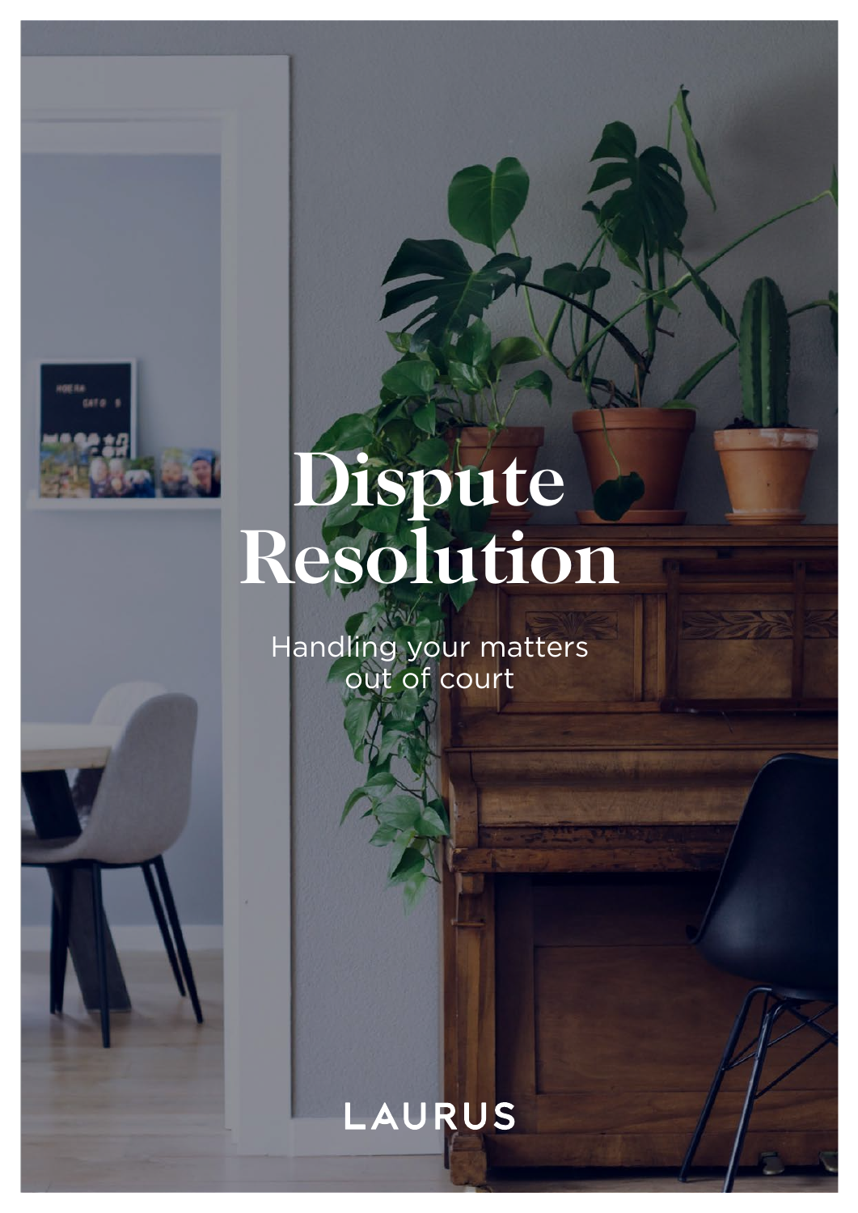# Dispute Resolution

Handling your matters out of court

LAURUS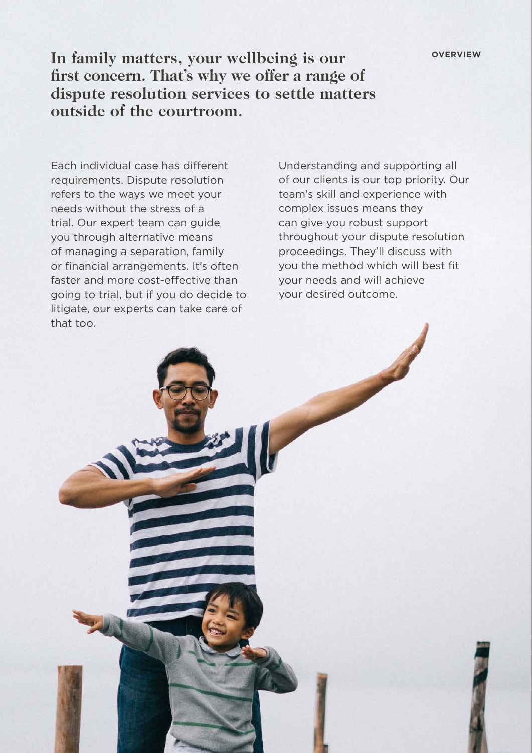# In family matters, your wellbeing is our first concern. That's why we offer a range of dispute resolution services to settle matters outside of the courtroom.

Each individual case has different requirements. Dispute resolution refers to the ways we meet your needs without the stress of a trial. Our expert team can guide you through alternative means of managing a separation, family or financial arrangements. It's often faster and more cost-effective than going to trial, but if you do decide to litigate, our experts can take care of that too.

Understanding and supporting all of our clients is our top priority. Our team's skill and experience with complex issues means they can give you robust support throughout your dispute resolution proceedings. They'll discuss with you the method which will best fit your needs and will achieve your desired outcome.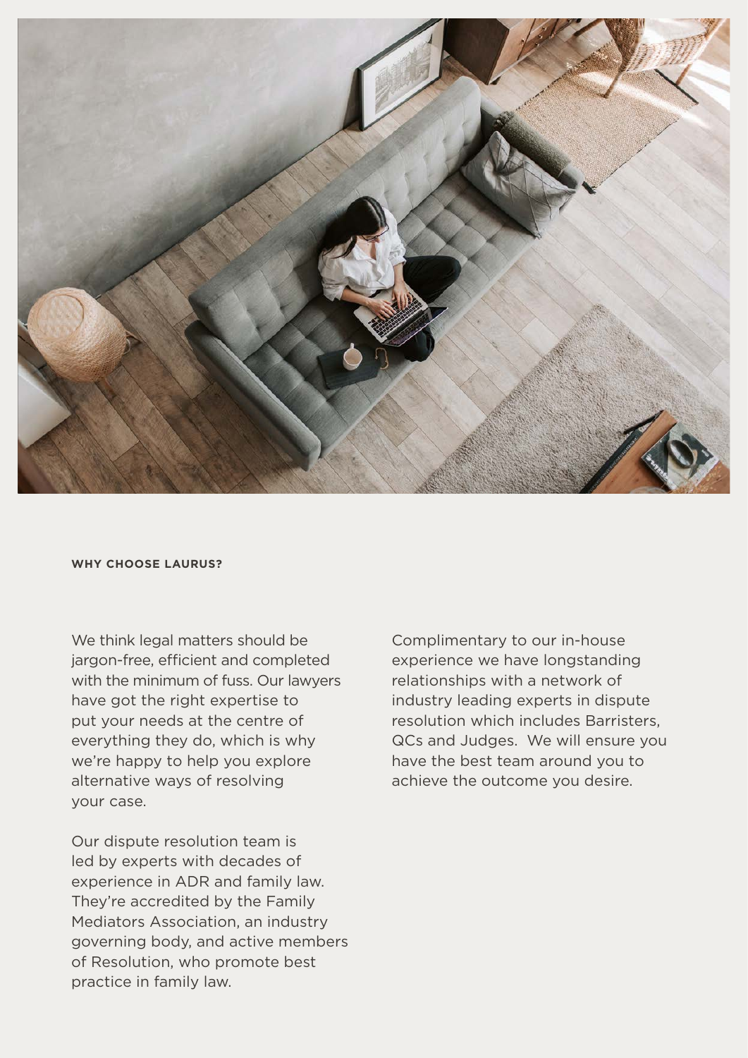**WHY CHOOSE LAURUS?**

We think legal matters should be jargon-free, efficient and completed with the minimum of fuss. Our lawyers have got the right expertise to put your needs at the centre of everything they do, which is why we're happy to help you explore alternative ways of resolving your case.

Our dispute resolution team is led by experts with decades of experience in ADR and family law. They're accredited by the Family Mediators Association, an industry governing body, and active members of Resolution, who promote best practice in family law.

Complimentary to our in-house experience we have longstanding relationships with a network of industry leading experts in dispute resolution which includes Barristers, QCs and Judges. We will ensure you have the best team around you to achieve the outcome you desire.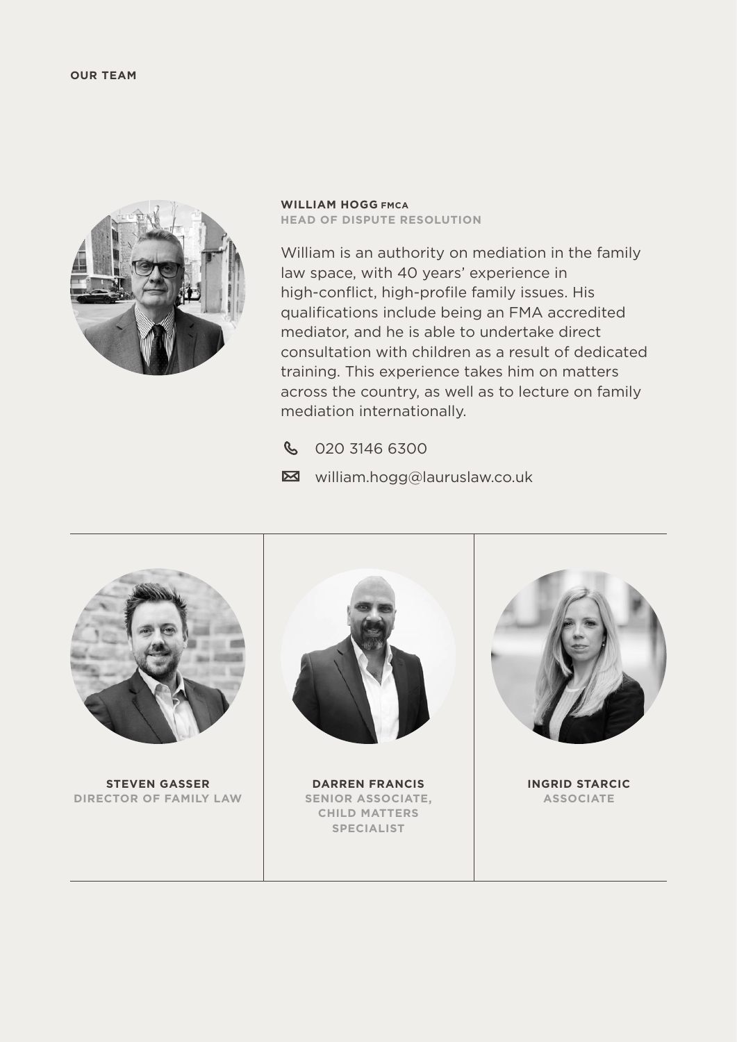## OUR TEAM

**WILLIAM HOGG FMCA**
**HEAD OF DISPUTE RESOLUTION**

William is an authority on mediation in the family law space, with 40 years' experience in high-conflict, high-profile family issues. His qualifications include being an FMA accredited mediator, and he is able to undertake direct consultation with children as a result of dedicated training. This experience takes him on matters across the country, as well as to lecture on family mediation internationally.

020 3146 6300

william.hogg@lauruslaw.co.uk

**STEVEN GASSER**
**DIRECTOR OF FAMILY LAW**

**DARREN FRANCIS**
**SENIOR ASSOCIATE, CHILD MATTERS SPECIALIST**

**INGRID STARCIC**
**ASSOCIATE**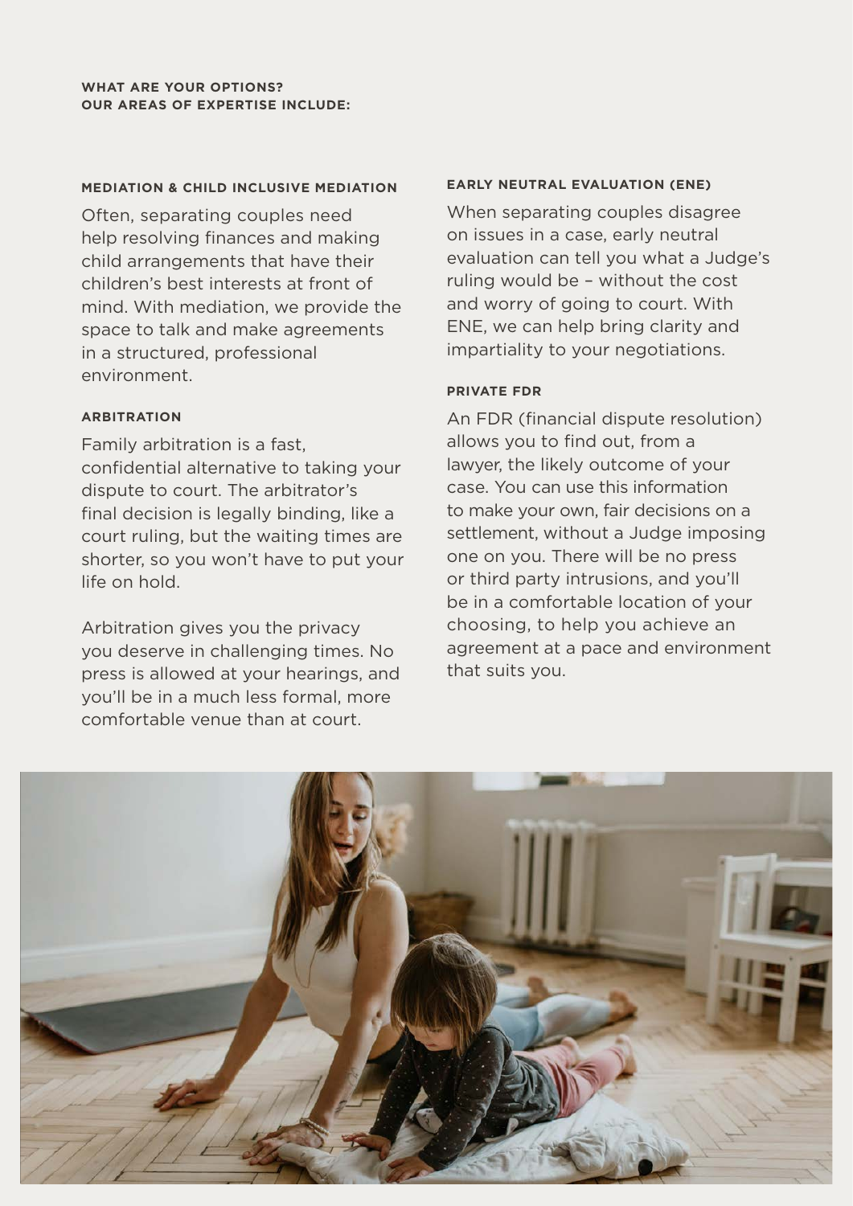**WHAT ARE YOUR OPTIONS?**
**OUR AREAS OF EXPERTISE INCLUDE:**

### MEDIATION & CHILD INCLUSIVE MEDIATION

Often, separating couples need help resolving finances and making child arrangements that have their children's best interests at front of mind. With mediation, we provide the space to talk and make agreements in a structured, professional environment.

### ARBITRATION

Family arbitration is a fast, confidential alternative to taking your dispute to court. The arbitrator's final decision is legally binding, like a court ruling, but the waiting times are shorter, so you won't have to put your life on hold.

Arbitration gives you the privacy you deserve in challenging times. No press is allowed at your hearings, and you'll be in a much less formal, more comfortable venue than at court.

### EARLY NEUTRAL EVALUATION (ENE)

When separating couples disagree on issues in a case, early neutral evaluation can tell you what a Judge's ruling would be – without the cost and worry of going to court. With ENE, we can help bring clarity and impartiality to your negotiations.

### PRIVATE FDR

An FDR (financial dispute resolution) allows you to find out, from a lawyer, the likely outcome of your case. You can use this information to make your own, fair decisions on a settlement, without a Judge imposing one on you. There will be no press or third party intrusions, and you'll be in a comfortable location of your choosing, to help you achieve an agreement at a pace and environment that suits you.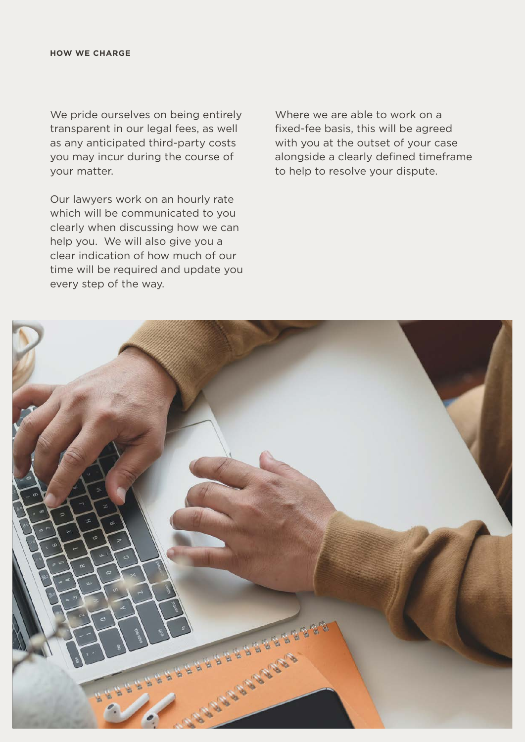## HOW WE CHARGE

We pride ourselves on being entirely transparent in our legal fees, as well as any anticipated third-party costs you may incur during the course of your matter.

Our lawyers work on an hourly rate which will be communicated to you clearly when discussing how we can help you.  We will also give you a clear indication of how much of our time will be required and update you every step of the way.

Where we are able to work on a fixed-fee basis, this will be agreed with you at the outset of your case alongside a clearly defined timeframe to help to resolve your dispute.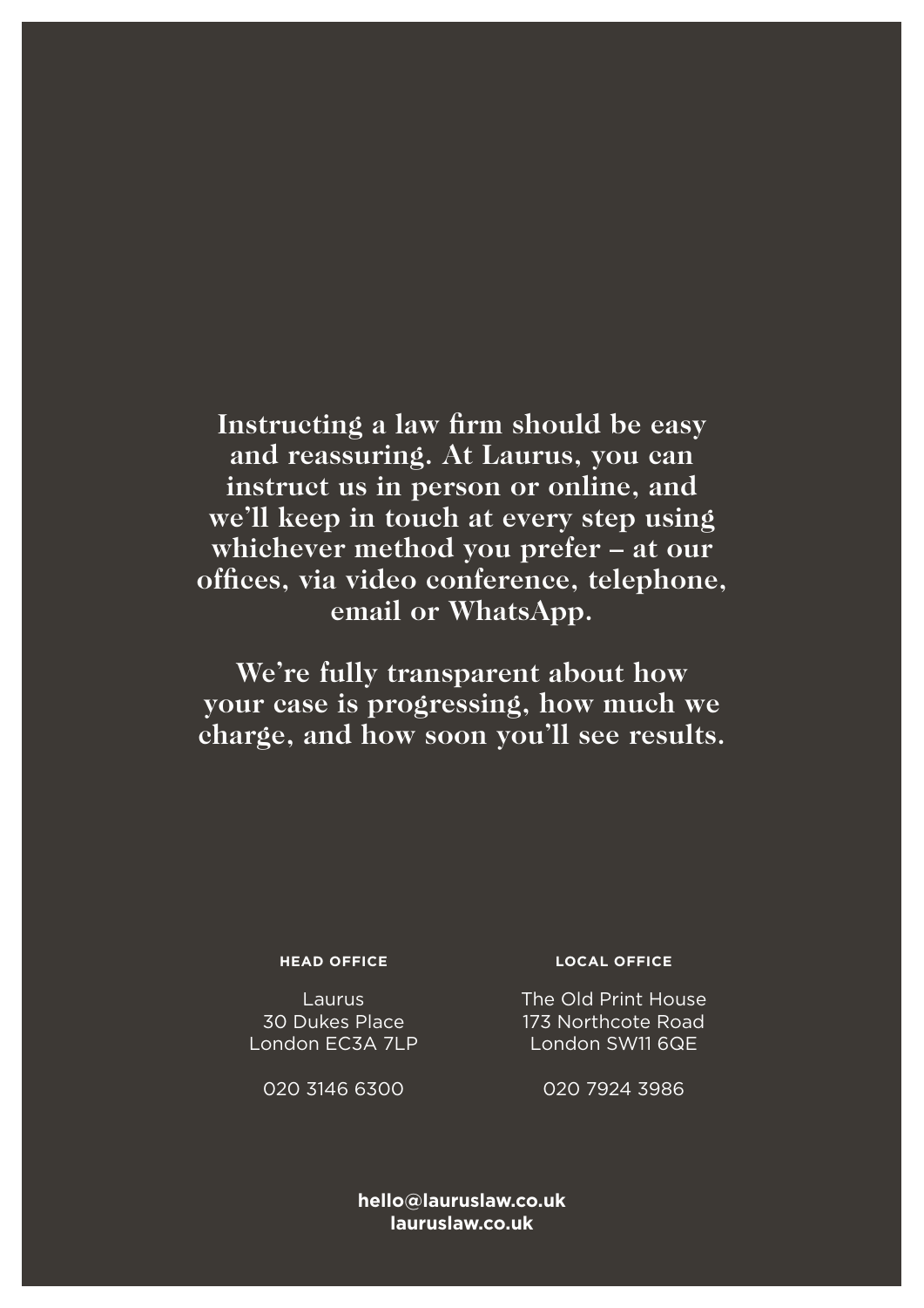**Instructing a law firm should be easy and reassuring. At Laurus, you can instruct us in person or online, and we'll keep in touch at every step using whichever method you prefer – at our offices, via video conference, telephone, email or WhatsApp.**

**We're fully transparent about how your case is progressing, how much we charge, and how soon you'll see results.**

**HEAD OFFICE**

Laurus
30 Dukes Place
London EC3A 7LP

020 3146 6300

**LOCAL OFFICE**

The Old Print House
173 Northcote Road
London SW11 6QE

020 7924 3986

**hello@lauruslaw.co.uk**
**lauruslaw.co.uk**